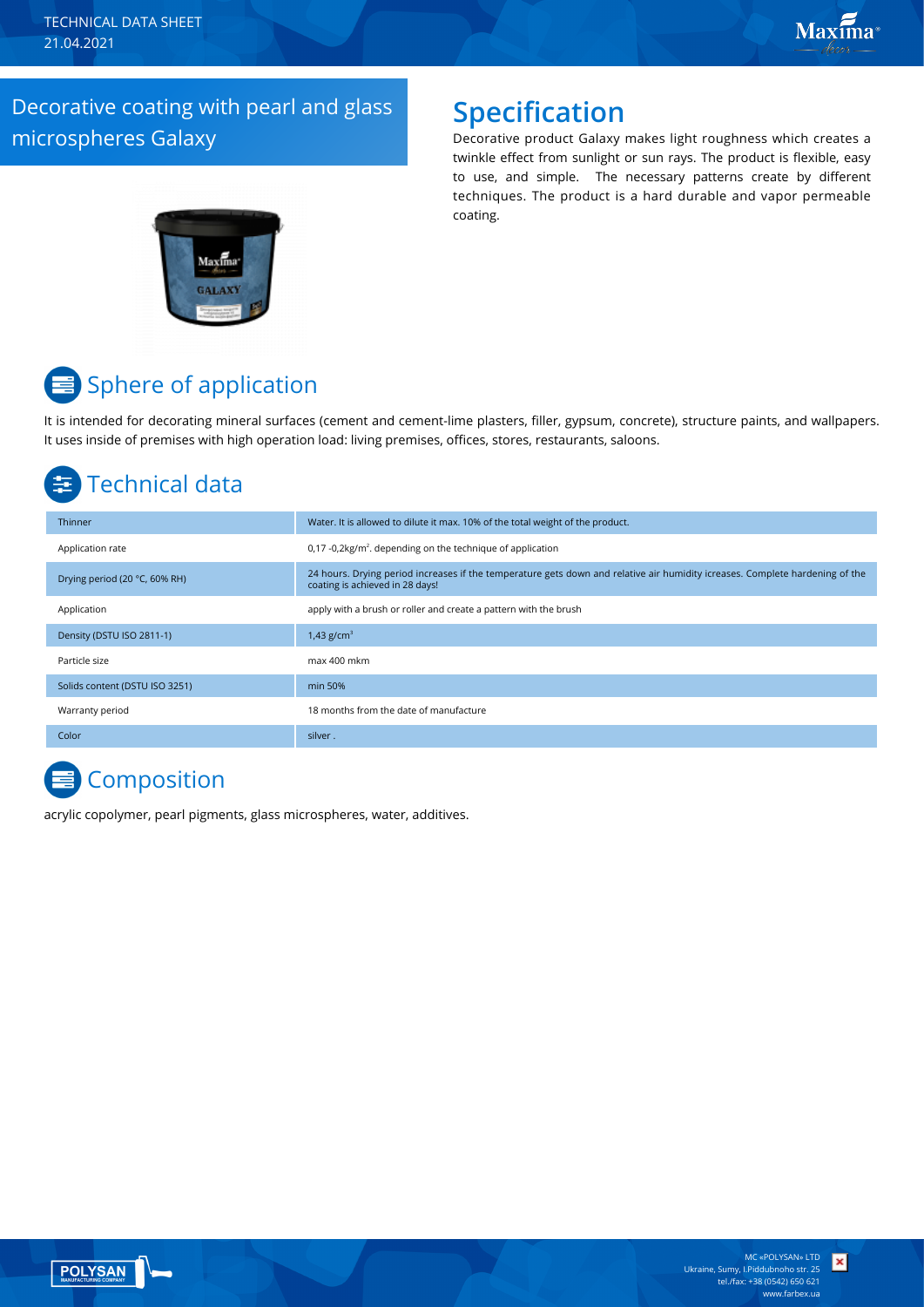TECHNICAL DATA SHEET
21.04.2021

# Decorative coating with pearl and glass microspheres Galaxy

## Specification

Decorative product Galaxy makes light roughness which creates a twinkle effect from sunlight or sun rays. The product is flexible, easy to use, and simple. The necessary patterns create by different techniques. The product is a hard durable and vapor permeable coating.

## Sphere of application

It is intended for decorating mineral surfaces (cement and cement-lime plasters, filler, gypsum, concrete), structure paints, and wallpapers. It uses inside of premises with high operation load: living premises, offices, stores, restaurants, saloons.

## Technical data

| | |
|---|---|
| Thinner | Water. It is allowed to dilute it max. 10% of the total weight of the product. |
| Application rate | 0,17 -0,2kg/m². depending on the technique of application |
| Drying period (20 °C, 60% RH) | 24 hours. Drying period increases if the temperature gets down and relative air humidity icreases. Complete hardening of the coating is achieved in 28 days! |
| Application | apply with a brush or roller and create a pattern with the brush |
| Density (DSTU ISO 2811-1) | 1,43 g/cm³ |
| Particle size | max 400 mkm |
| Solids content (DSTU ISO 3251) | min 50% |
| Warranty period | 18 months from the date of manufacture |
| Color | silver . |

## Composition

acrylic copolymer, pearl pigments, glass microspheres, water, additives.

MC «POLYSAN» LTD
Ukraine, Sumy, I.Piddubnoho str. 25
tel./fax: +38 (0542) 650 621
www.farbex.ua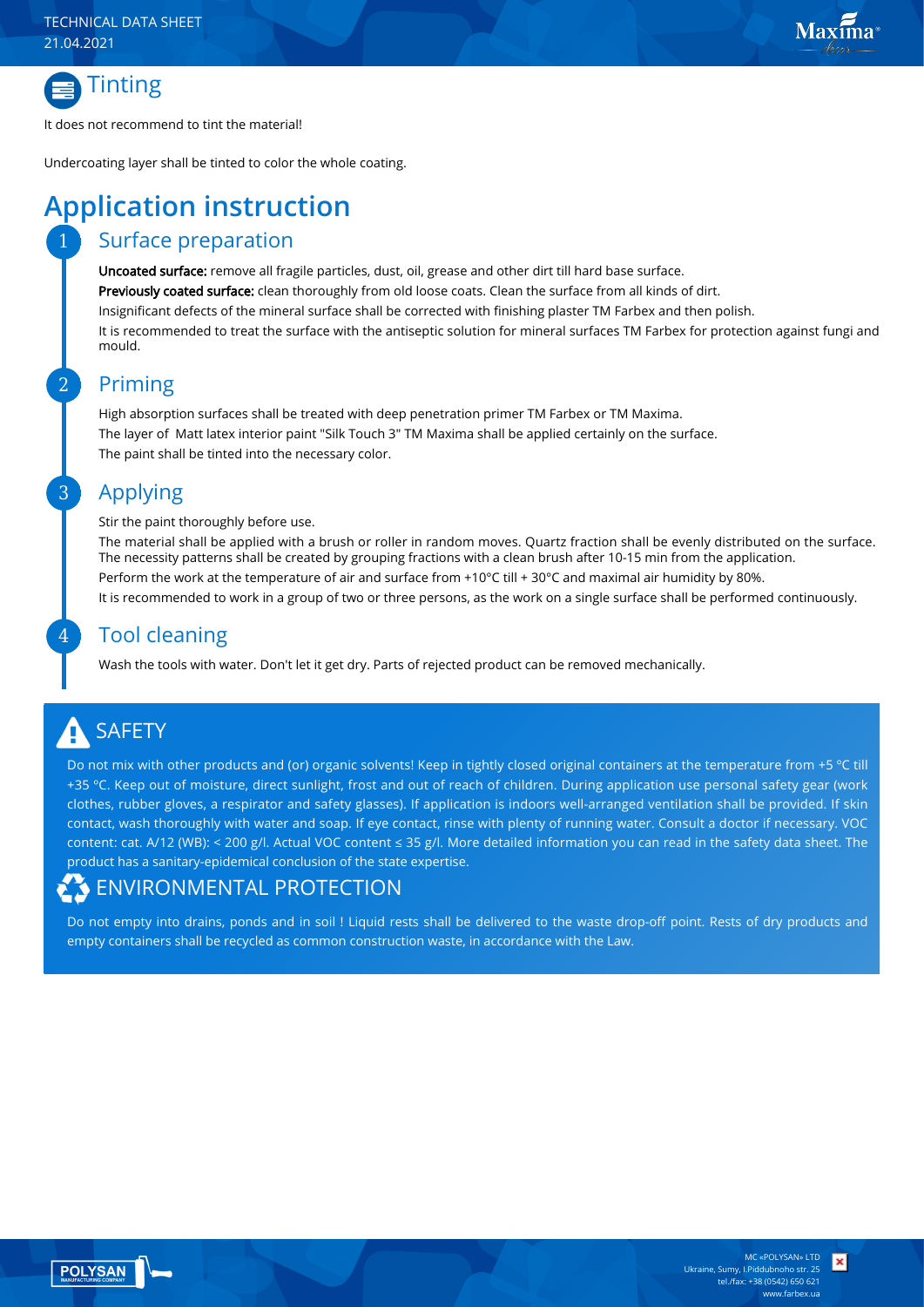## Tinting

It does not recommend to tint the material!

Undercoating layer shall be tinted to color the whole coating.

# Application instruction

## 1 Surface preparation

**Uncoated surface:** remove all fragile particles, dust, oil, grease and other dirt till hard base surface.

**Previously coated surface:** clean thoroughly from old loose coats. Clean the surface from all kinds of dirt.

Insignificant defects of the mineral surface shall be corrected with finishing plaster TM Farbex and then polish.

It is recommended to treat the surface with the antiseptic solution for mineral surfaces TM Farbex for protection against fungi and mould.

## 2 Priming

High absorption surfaces shall be treated with deep penetration primer TM Farbex or TM Maxima.

The layer of Matt latex interior paint "Silk Touch 3" TM Maxima shall be applied certainly on the surface.

The paint shall be tinted into the necessary color.

## 3 Applying

Stir the paint thoroughly before use.

The material shall be applied with a brush or roller in random moves. Quartz fraction shall be evenly distributed on the surface. The necessity patterns shall be created by grouping fractions with a clean brush after 10-15 min from the application.

Perform the work at the temperature of air and surface from +10°C till + 30°C and maximal air humidity by 80%.

It is recommended to work in a group of two or three persons, as the work on a single surface shall be performed continuously.

## 4 Tool cleaning

Wash the tools with water. Don't let it get dry. Parts of rejected product can be removed mechanically.

## SAFETY

Do not mix with other products and (or) organic solvents! Keep in tightly closed original containers at the temperature from +5 °C till +35 °C. Keep out of moisture, direct sunlight, frost and out of reach of children. During application use personal safety gear (work clothes, rubber gloves, a respirator and safety glasses). If application is indoors well-arranged ventilation shall be provided. If skin contact, wash thoroughly with water and soap. If eye contact, rinse with plenty of running water. Consult a doctor if necessary. VOC content: cat. A/12 (WB): < 200 g/l. Actual VOC content ≤ 35 g/l. More detailed information you can read in the safety data sheet. The product has a sanitary-epidemical conclusion of the state expertise.

## ENVIRONMENTAL PROTECTION

Do not empty into drains, ponds and in soil ! Liquid rests shall be delivered to the waste drop-off point. Rests of dry products and empty containers shall be recycled as common construction waste, in accordance with the Law.

MC «POLYSAN» LTD
Ukraine, Sumy, I.Piddubnoho str. 25
tel./fax: +38 (0542) 650 621
www.farbex.ua